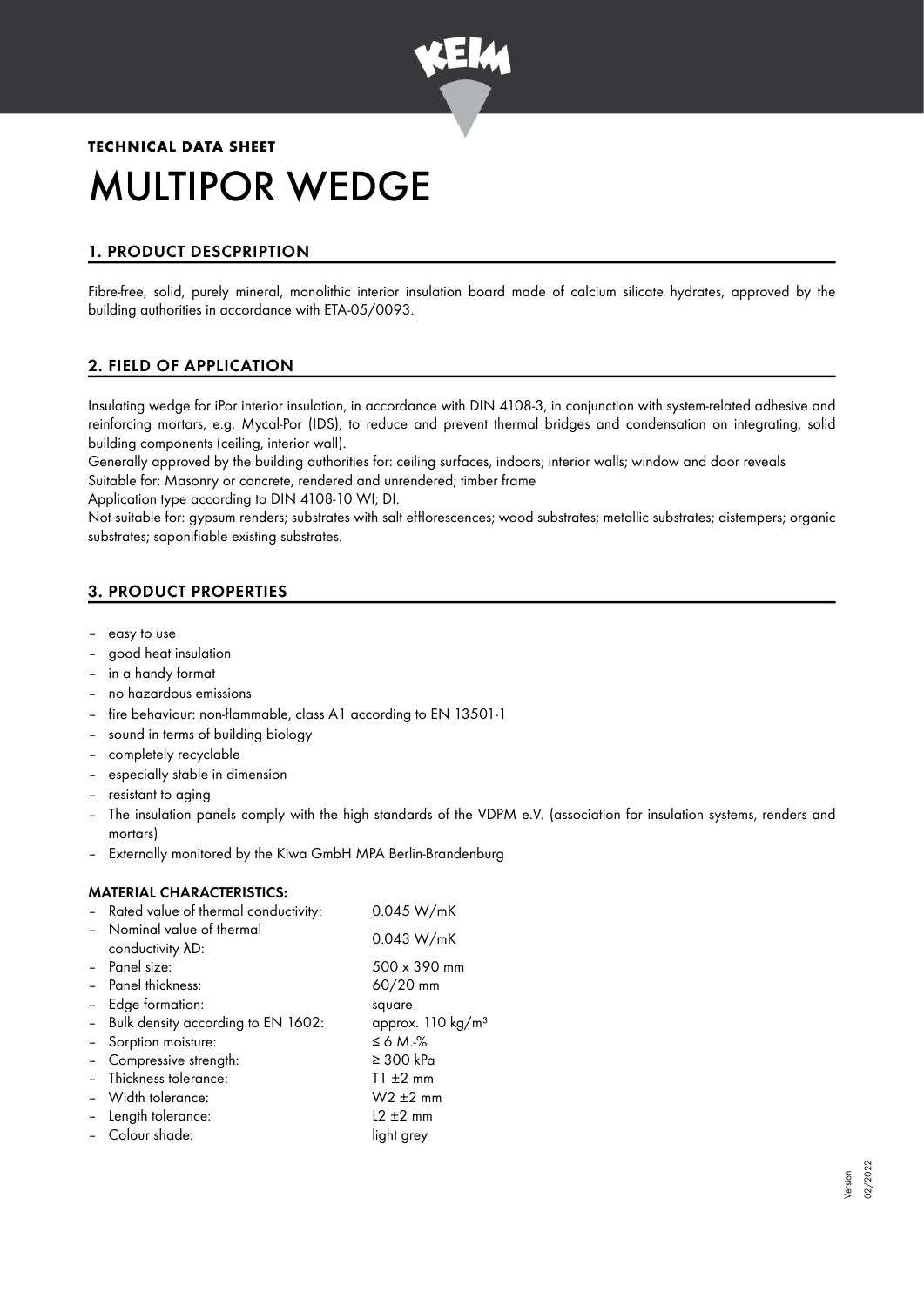**TECHNICAL DATA SHEET**

# MULTIPOR WEDGE

## 1. PRODUCT DESCPRIPTION

Fibre-free, solid, purely mineral, monolithic interior insulation board made of calcium silicate hydrates, approved by the building authorities in accordance with ETA-05/0093.

## 2. FIELD OF APPLICATION

Insulating wedge for iPor interior insulation, in accordance with DIN 4108-3, in conjunction with system-related adhesive and reinforcing mortars, e.g. Mycal-Por (IDS), to reduce and prevent thermal bridges and condensation on integrating, solid building components (ceiling, interior wall).

Generally approved by the building authorities for: ceiling surfaces, indoors; interior walls; window and door reveals

Suitable for: Masonry or concrete, rendered and unrendered; timber frame

Application type according to DIN 4108-10 WI; DI.

Not suitable for: gypsum renders; substrates with salt efflorescences; wood substrates; metallic substrates; distempers; organic substrates; saponifiable existing substrates.

## 3. PRODUCT PROPERTIES

- easy to use
- good heat insulation
- in a handy format
- no hazardous emissions
- fire behaviour: non-flammable, class A1 according to EN 13501-1
- sound in terms of building biology
- completely recyclable
- especially stable in dimension
- resistant to aging
- The insulation panels comply with the high standards of the VDPM e.V. (association for insulation systems, renders and mortars)
- Externally monitored by the Kiwa GmbH MPA Berlin-Brandenburg

### MATERIAL CHARACTERISTICS:

- Rated value of thermal conductivity: 0.045 W/mK
- Nominal value of thermal conductivity $\lambda D$: 0.043 W/mK
- Panel size: 500 x 390 mm
- Panel thickness: 60/20 mm
- Edge formation: square
- Bulk density according to EN 1602: approx. 110 kg/m³
- Sorption moisture: ≤ 6 M.-%
- Compressive strength: ≥ 300 kPa
- Thickness tolerance: T1 ±2 mm
- Width tolerance: W2 ±2 mm
- Length tolerance: L2 ±2 mm
- Colour shade: light grey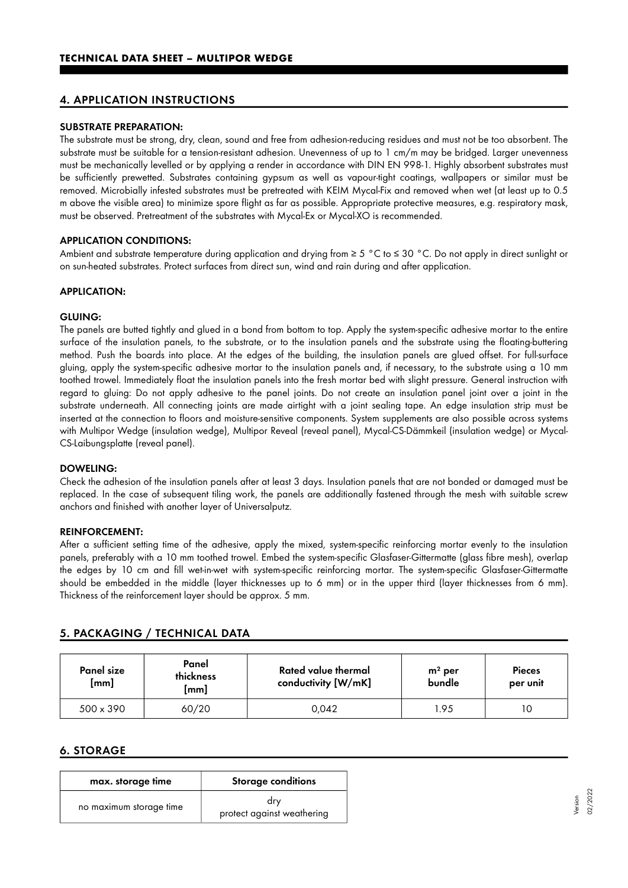## 4. APPLICATION INSTRUCTIONS

### SUBSTRATE PREPARATION:

The substrate must be strong, dry, clean, sound and free from adhesion-reducing residues and must not be too absorbent. The substrate must be suitable for a tension-resistant adhesion. Unevenness of up to 1 cm/m may be bridged. Larger unevenness must be mechanically levelled or by applying a render in accordance with DIN EN 998-1. Highly absorbent substrates must be sufficiently prewetted. Substrates containing gypsum as well as vapour-tight coatings, wallpapers or similar must be removed. Microbially infested substrates must be pretreated with KEIM Mycal-Fix and removed when wet (at least up to 0.5 m above the visible area) to minimize spore flight as far as possible. Appropriate protective measures, e.g. respiratory mask, must be observed. Pretreatment of the substrates with Mycal-Ex or Mycal-XO is recommended.

### APPLICATION CONDITIONS:

Ambient and substrate temperature during application and drying from ≥ 5 °C to ≤ 30 °C. Do not apply in direct sunlight or on sun-heated substrates. Protect surfaces from direct sun, wind and rain during and after application.

### APPLICATION:

### GLUING:

The panels are butted tightly and glued in a bond from bottom to top. Apply the system-specific adhesive mortar to the entire surface of the insulation panels, to the substrate, or to the insulation panels and the substrate using the floating-buttering method. Push the boards into place. At the edges of the building, the insulation panels are glued offset. For full-surface gluing, apply the system-specific adhesive mortar to the insulation panels and, if necessary, to the substrate using a 10 mm toothed trowel. Immediately float the insulation panels into the fresh mortar bed with slight pressure. General instruction with regard to gluing: Do not apply adhesive to the panel joints. Do not create an insulation panel joint over a joint in the substrate underneath. All connecting joints are made airtight with a joint sealing tape. An edge insulation strip must be inserted at the connection to floors and moisture-sensitive components. System supplements are also possible across systems with Multipor Wedge (insulation wedge), Multipor Reveal (reveal panel), Mycal-CS-Dämmkeil (insulation wedge) or Mycal-CS-Laibungsplatte (reveal panel).

### DOWELING:

Check the adhesion of the insulation panels after at least 3 days. Insulation panels that are not bonded or damaged must be replaced. In the case of subsequent tiling work, the panels are additionally fastened through the mesh with suitable screw anchors and finished with another layer of Universalputz.

### REINFORCEMENT:

After a sufficient setting time of the adhesive, apply the mixed, system-specific reinforcing mortar evenly to the insulation panels, preferably with a 10 mm toothed trowel. Embed the system-specific Glasfaser-Gittermatte (glass fibre mesh), overlap the edges by 10 cm and fill wet-in-wet with system-specific reinforcing mortar. The system-specific Glasfaser-Gittermatte should be embedded in the middle (layer thicknesses up to 6 mm) or in the upper third (layer thicknesses from 6 mm). Thickness of the reinforcement layer should be approx. 5 mm.

## 5. PACKAGING / TECHNICAL DATA

| Panel size [mm] | Panel thickness [mm] | Rated value thermal conductivity [W/mK] | m² per bundle | Pieces per unit |
|---|---|---|---|---|
| 500 x 390 | 60/20 | 0,042 | 1.95 | 10 |

## 6. STORAGE

| max. storage time | Storage conditions |
|---|---|
| no maximum storage time | dry<br>protect against weathering |

Version 02/2022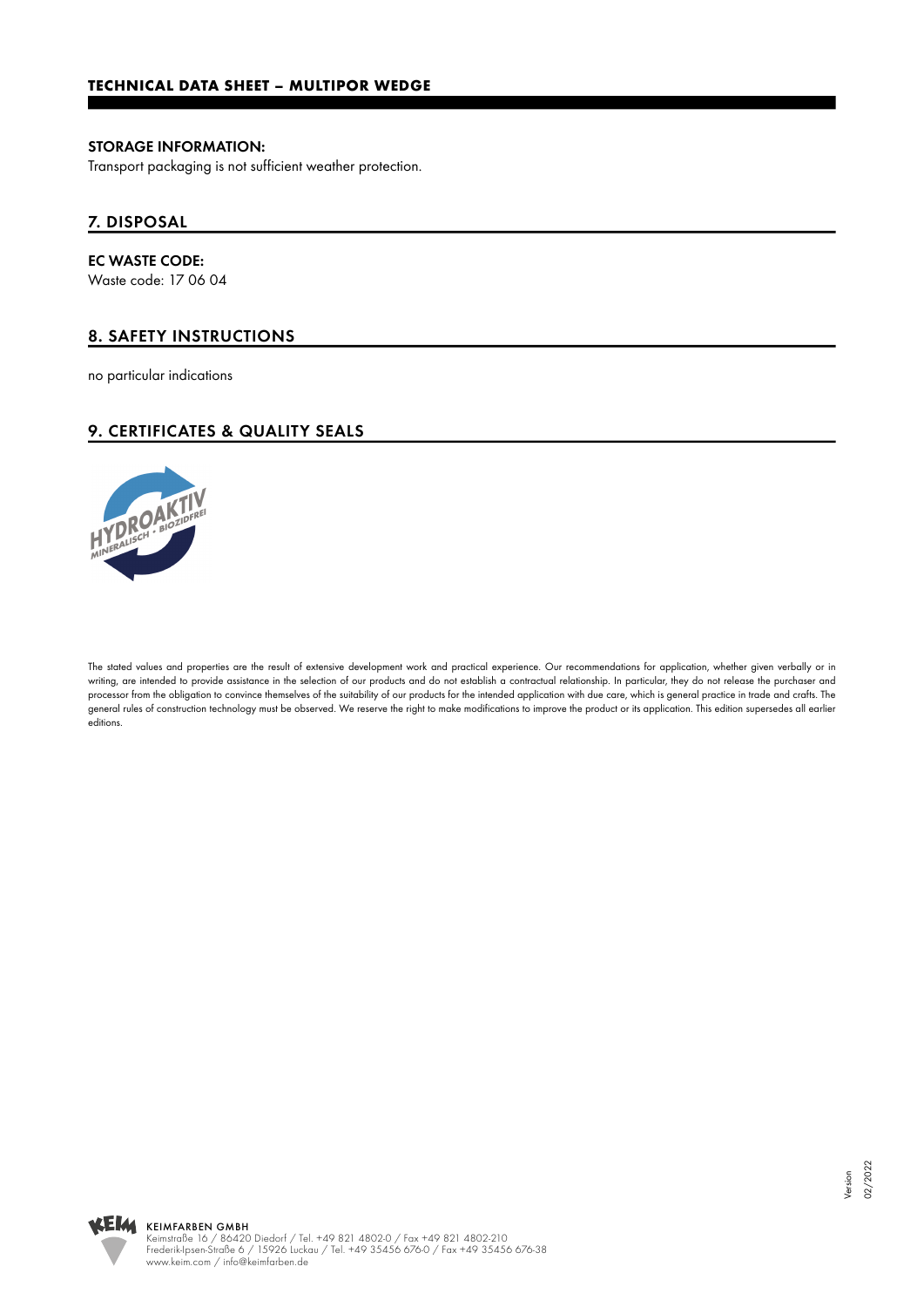#### STORAGE INFORMATION:

Transport packaging is not sufficient weather protection.

## 7. DISPOSAL

#### EC WASTE CODE:

Waste code: 17 06 04

## 8. SAFETY INSTRUCTIONS

no particular indications

## 9. CERTIFICATES & QUALITY SEALS

The stated values and properties are the result of extensive development work and practical experience. Our recommendations for application, whether given verbally or in writing, are intended to provide assistance in the selection of our products and do not establish a contractual relationship. In particular, they do not release the purchaser and processor from the obligation to convince themselves of the suitability of our products for the intended application with due care, which is general practice in trade and crafts. The general rules of construction technology must be observed. We reserve the right to make modifications to improve the product or its application. This edition supersedes all earlier editions.

KEIMFARBEN GMBH
Keimstraße 16 / 86420 Diedorf / Tel. +49 821 4802-0 / Fax +49 821 4802-210
Frederik-Ipsen-Straße 6 / 15926 Luckau / Tel. +49 35456 676-0 / Fax +49 35456 676-38
www.keim.com / info@keimfarben.de

Version 02/2022